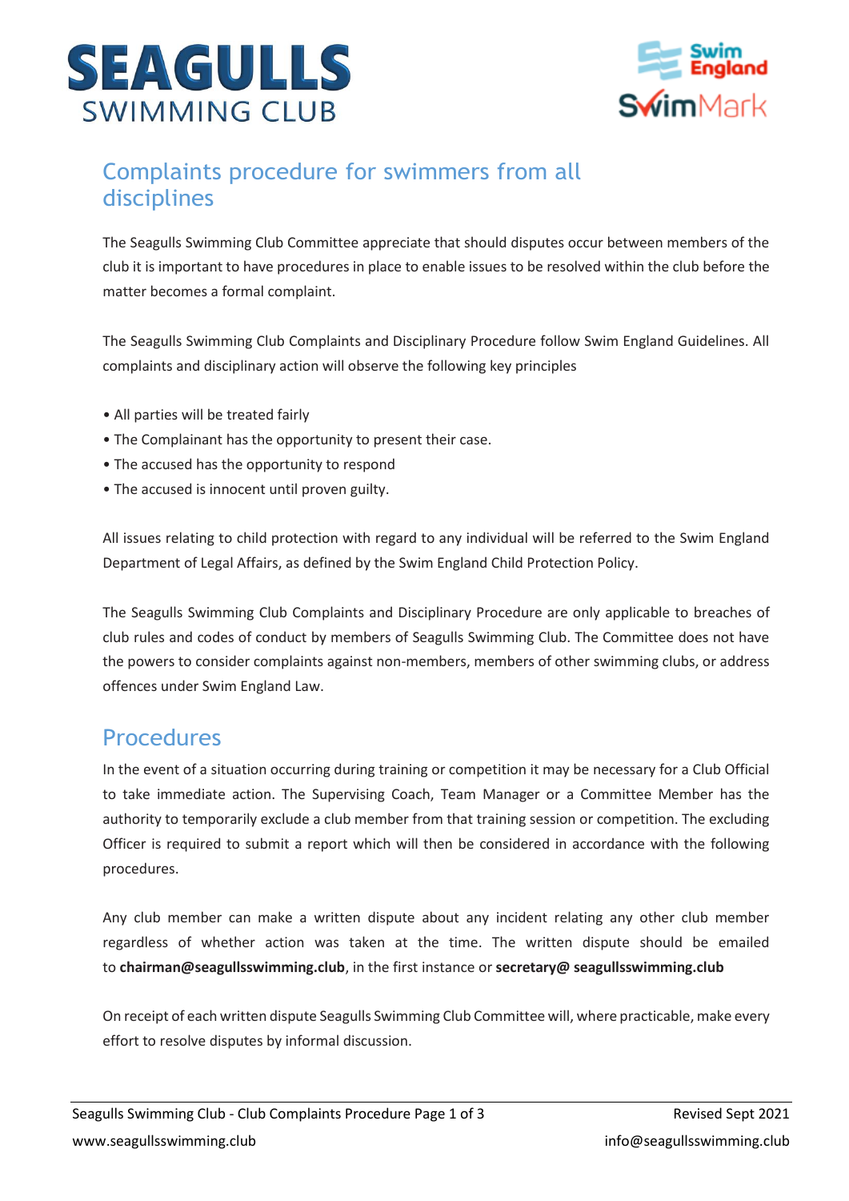# Complaints procedure for swimmers from all disciplines

The Seagulls Swimming Club Committee appreciate that should disputes occur between members of the club it is important to have procedures in place to enable issues to be resolved within the club before the matter becomes a formal complaint.

The Seagulls Swimming Club Complaints and Disciplinary Procedure follow Swim England Guidelines. All complaints and disciplinary action will observe the following key principles

- All parties will be treated fairly
- The Complainant has the opportunity to present their case.
- The accused has the opportunity to respond
- The accused is innocent until proven guilty.

All issues relating to child protection with regard to any individual will be referred to the Swim England Department of Legal Affairs, as defined by the Swim England Child Protection Policy.

The Seagulls Swimming Club Complaints and Disciplinary Procedure are only applicable to breaches of club rules and codes of conduct by members of Seagulls Swimming Club. The Committee does not have the powers to consider complaints against non-members, members of other swimming clubs, or address offences under Swim England Law.

## Procedures

In the event of a situation occurring during training or competition it may be necessary for a Club Official to take immediate action. The Supervising Coach, Team Manager or a Committee Member has the authority to temporarily exclude a club member from that training session or competition. The excluding Officer is required to submit a report which will then be considered in accordance with the following procedures.

Any club member can make a written dispute about any incident relating any other club member regardless of whether action was taken at the time. The written dispute should be emailed to **chairman@seagullsswimming.club**, in the first instance or **secretary@ seagullsswimming.club**

On receipt of each written dispute Seagulls Swimming Club Committee will, where practicable, make every effort to resolve disputes by informal discussion.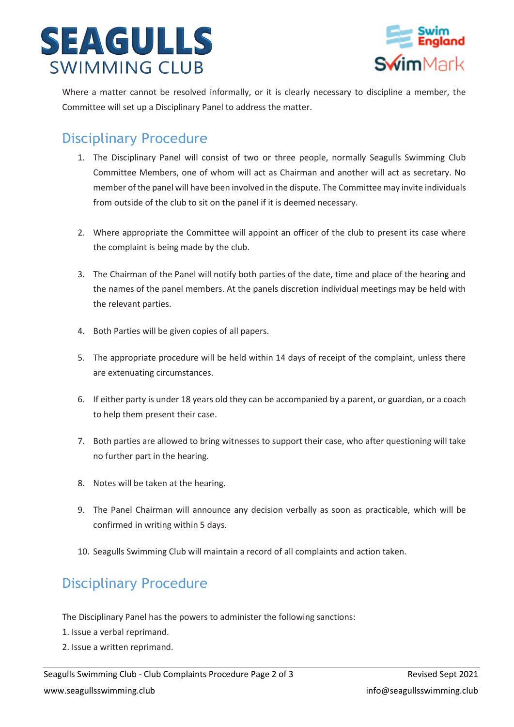Where a matter cannot be resolved informally, or it is clearly necessary to discipline a member, the Committee will set up a Disciplinary Panel to address the matter.

## Disciplinary Procedure

1. The Disciplinary Panel will consist of two or three people, normally Seagulls Swimming Club Committee Members, one of whom will act as Chairman and another will act as secretary. No member of the panel will have been involved in the dispute. The Committee may invite individuals from outside of the club to sit on the panel if it is deemed necessary.

2. Where appropriate the Committee will appoint an officer of the club to present its case where the complaint is being made by the club.

3. The Chairman of the Panel will notify both parties of the date, time and place of the hearing and the names of the panel members. At the panels discretion individual meetings may be held with the relevant parties.

4. Both Parties will be given copies of all papers.

5. The appropriate procedure will be held within 14 days of receipt of the complaint, unless there are extenuating circumstances.

6. If either party is under 18 years old they can be accompanied by a parent, or guardian, or a coach to help them present their case.

7. Both parties are allowed to bring witnesses to support their case, who after questioning will take no further part in the hearing.

8. Notes will be taken at the hearing.

9. The Panel Chairman will announce any decision verbally as soon as practicable, which will be confirmed in writing within 5 days.

10. Seagulls Swimming Club will maintain a record of all complaints and action taken.

## Disciplinary Procedure

The Disciplinary Panel has the powers to administer the following sanctions:

1. Issue a verbal reprimand.
2. Issue a written reprimand.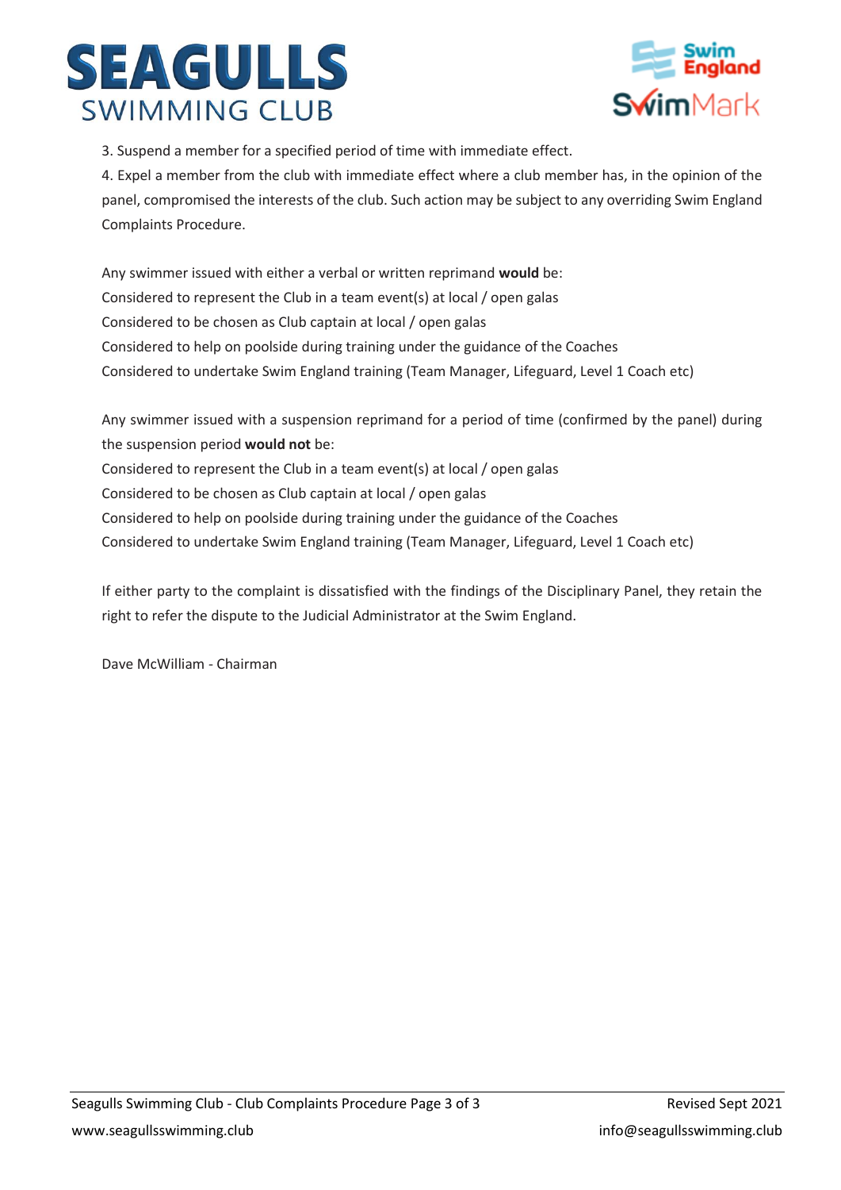3. Suspend a member for a specified period of time with immediate effect.

4. Expel a member from the club with immediate effect where a club member has, in the opinion of the panel, compromised the interests of the club. Such action may be subject to any overriding Swim England Complaints Procedure.

Any swimmer issued with either a verbal or written reprimand **would** be:
Considered to represent the Club in a team event(s) at local / open galas
Considered to be chosen as Club captain at local / open galas
Considered to help on poolside during training under the guidance of the Coaches
Considered to undertake Swim England training (Team Manager, Lifeguard, Level 1 Coach etc)

Any swimmer issued with a suspension reprimand for a period of time (confirmed by the panel) during the suspension period **would not** be:
Considered to represent the Club in a team event(s) at local / open galas
Considered to be chosen as Club captain at local / open galas
Considered to help on poolside during training under the guidance of the Coaches
Considered to undertake Swim England training (Team Manager, Lifeguard, Level 1 Coach etc)

If either party to the complaint is dissatisfied with the findings of the Disciplinary Panel, they retain the right to refer the dispute to the Judicial Administrator at the Swim England.

Dave McWilliam - Chairman